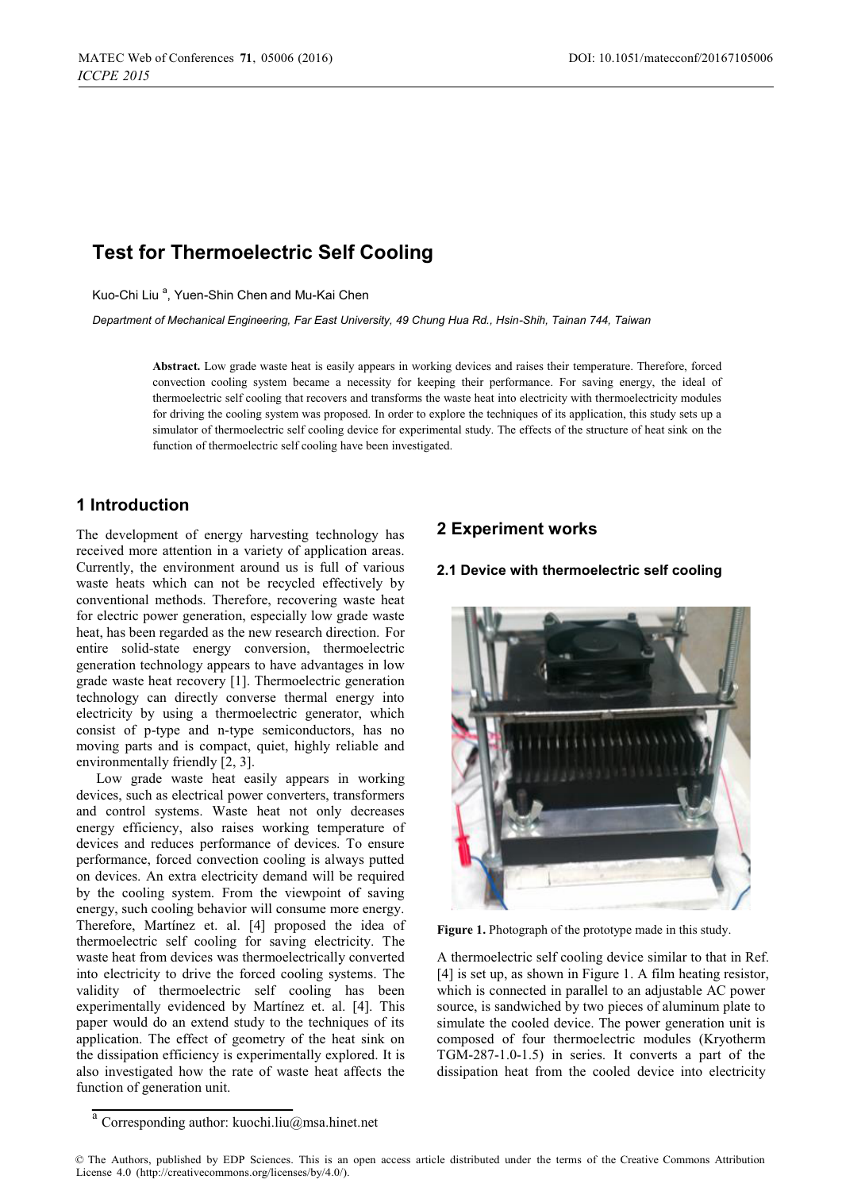# Test for Thermoelectric Self Cooling

Kuo-Chi Liu [a], Yuen-Shin Chen and Mu-Kai Chen

*Department of Mechanical Engineering, Far East University, 49 Chung Hua Rd., Hsin-Shih, Tainan 744, Taiwan*

**Abstract.** Low grade waste heat is easily appears in working devices and raises their temperature. Therefore, forced convection cooling system became a necessity for keeping their performance. For saving energy, the ideal of thermoelectric self cooling that recovers and transforms the waste heat into electricity with thermoelectricity modules for driving the cooling system was proposed. In order to explore the techniques of its application, this study sets up a simulator of thermoelectric self cooling device for experimental study. The effects of the structure of heat sink on the function of thermoelectric self cooling have been investigated.

## 1 Introduction

The development of energy harvesting technology has received more attention in a variety of application areas. Currently, the environment around us is full of various waste heats which can not be recycled effectively by conventional methods. Therefore, recovering waste heat for electric power generation, especially low grade waste heat, has been regarded as the new research direction. For entire solid-state energy conversion, thermoelectric generation technology appears to have advantages in low grade waste heat recovery [1]. Thermoelectric generation technology can directly converse thermal energy into electricity by using a thermoelectric generator, which consist of p-type and n-type semiconductors, has no moving parts and is compact, quiet, highly reliable and environmentally friendly [2, 3].

Low grade waste heat easily appears in working devices, such as electrical power converters, transformers and control systems. Waste heat not only decreases energy efficiency, also raises working temperature of devices and reduces performance of devices. To ensure performance, forced convection cooling is always putted on devices. An extra electricity demand will be required by the cooling system. From the viewpoint of saving energy, such cooling behavior will consume more energy. Therefore, Martínez et. al. [4] proposed the idea of thermoelectric self cooling for saving electricity. The waste heat from devices was thermoelectrically converted into electricity to drive the forced cooling systems. The validity of thermoelectric self cooling has been experimentally evidenced by Martínez et. al. [4]. This paper would do an extend study to the techniques of its application. The effect of geometry of the heat sink on the dissipation efficiency is experimentally explored. It is also investigated how the rate of waste heat affects the function of generation unit.

## 2 Experiment works

### 2.1 Device with thermoelectric self cooling

Figure 1. Photograph of the prototype made in this study.

A thermoelectric self cooling device similar to that in Ref. [4] is set up, as shown in Figure 1. A film heating resistor, which is connected in parallel to an adjustable AC power source, is sandwiched by two pieces of aluminum plate to simulate the cooled device. The power generation unit is composed of four thermoelectric modules (Kryotherm TGM-287-1.0-1.5) in series. It converts a part of the dissipation heat from the cooled device into electricity

[a] Corresponding author: kuochi.liu@msa.hinet.net

© The Authors, published by EDP Sciences. This is an open access article distributed under the terms of the Creative Commons Attribution License 4.0 (http://creativecommons.org/licenses/by/4.0/).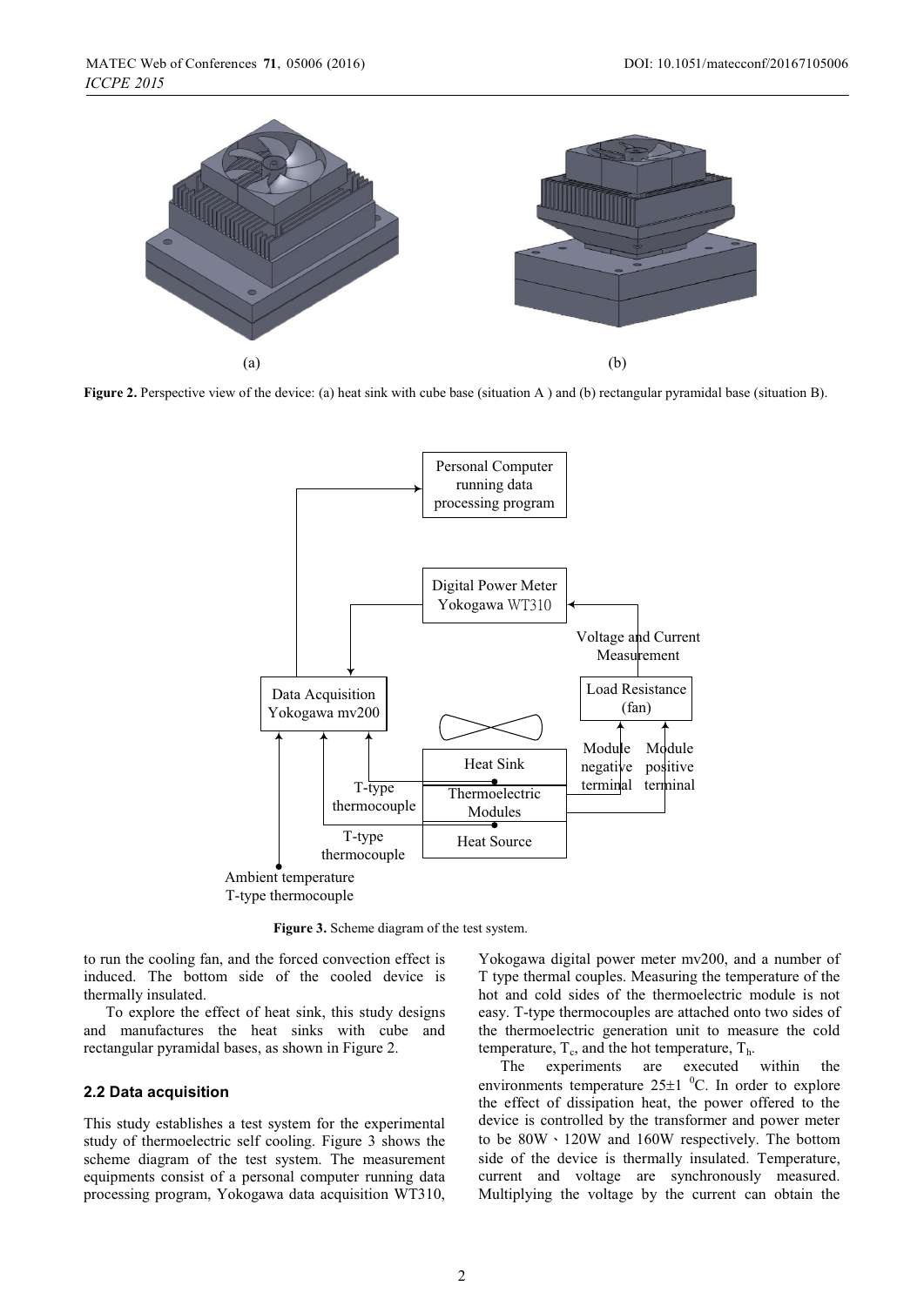(a) (b)

**Figure 2.** Perspective view of the device: (a) heat sink with cube base (situation A ) and (b) rectangular pyramidal base (situation B).

**Figure 3.** Scheme diagram of the test system.

to run the cooling fan, and the forced convection effect is induced. The bottom side of the cooled device is thermally insulated.

To explore the effect of heat sink, this study designs and manufactures the heat sinks with cube and rectangular pyramidal bases, as shown in Figure 2.

## 2.2 Data acquisition

This study establishes a test system for the experimental study of thermoelectric self cooling. Figure 3 shows the scheme diagram of the test system. The measurement equipments consist of a personal computer running data processing program, Yokogawa data acquisition WT310, Yokogawa digital power meter mv200, and a number of T type thermal couples. Measuring the temperature of the hot and cold sides of the thermoelectric module is not easy. T-type thermocouples are attached onto two sides of the thermoelectric generation unit to measure the cold temperature, $T_c$, and the hot temperature, $T_h$.

The experiments are executed within the environments temperature $25\pm1$ $^0$C. In order to explore the effect of dissipation heat, the power offered to the device is controlled by the transformer and power meter to be 80W、120W and 160W respectively. The bottom side of the device is thermally insulated. Temperature, current and voltage are synchronously measured. Multiplying the voltage by the current can obtain the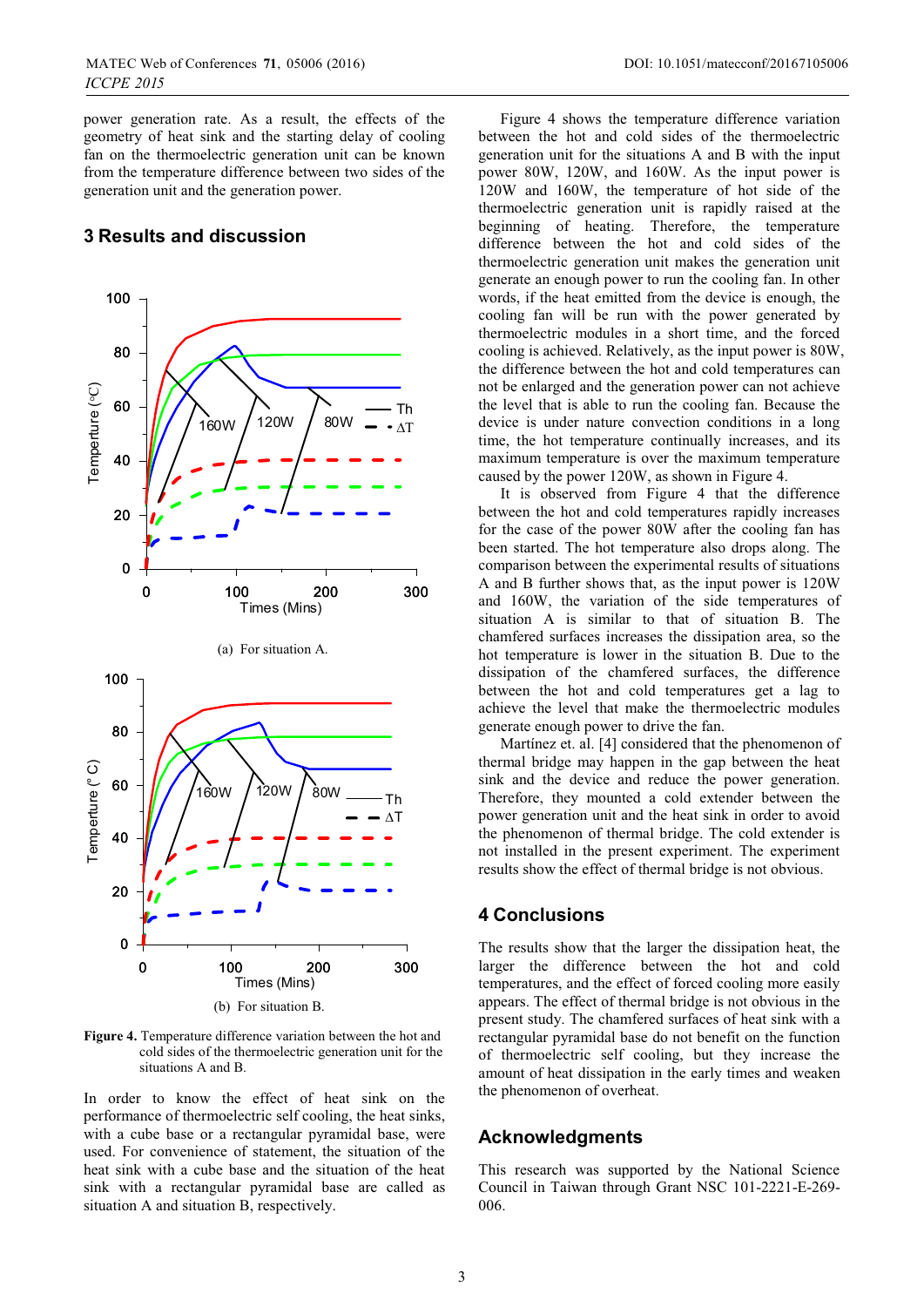power generation rate. As a result, the effects of the geometry of heat sink and the starting delay of cooling fan on the thermoelectric generation unit can be known from the temperature difference between two sides of the generation unit and the generation power.

## 3 Results and discussion

(a) For situation A.

(b) For situation B.

**Figure 4.** Temperature difference variation between the hot and cold sides of the thermoelectric generation unit for the situations A and B.

In order to know the effect of heat sink on the performance of thermoelectric self cooling, the heat sinks, with a cube base or a rectangular pyramidal base, were used. For convenience of statement, the situation of the heat sink with a cube base and the situation of the heat sink with a rectangular pyramidal base are called as situation A and situation B, respectively.

Figure 4 shows the temperature difference variation between the hot and cold sides of the thermoelectric generation unit for the situations A and B with the input power 80W, 120W, and 160W. As the input power is 120W and 160W, the temperature of hot side of the thermoelectric generation unit is rapidly raised at the beginning of heating. Therefore, the temperature difference between the hot and cold sides of the thermoelectric generation unit makes the generation unit generate an enough power to run the cooling fan. In other words, if the heat emitted from the device is enough, the cooling fan will be run with the power generated by thermoelectric modules in a short time, and the forced cooling is achieved. Relatively, as the input power is 80W, the difference between the hot and cold temperatures can not be enlarged and the generation power can not achieve the level that is able to run the cooling fan. Because the device is under nature convection conditions in a long time, the hot temperature continually increases, and its maximum temperature is over the maximum temperature caused by the power 120W, as shown in Figure 4.

It is observed from Figure 4 that the difference between the hot and cold temperatures rapidly increases for the case of the power 80W after the cooling fan has been started. The hot temperature also drops along. The comparison between the experimental results of situations A and B further shows that, as the input power is 120W and 160W, the variation of the side temperatures of situation A is similar to that of situation B. The chamfered surfaces increases the dissipation area, so the hot temperature is lower in the situation B. Due to the dissipation of the chamfered surfaces, the difference between the hot and cold temperatures get a lag to achieve the level that make the thermoelectric modules generate enough power to drive the fan.

Martínez et. al. [4] considered that the phenomenon of thermal bridge may happen in the gap between the heat sink and the device and reduce the power generation. Therefore, they mounted a cold extender between the power generation unit and the heat sink in order to avoid the phenomenon of thermal bridge. The cold extender is not installed in the present experiment. The experiment results show the effect of thermal bridge is not obvious.

## 4 Conclusions

The results show that the larger the dissipation heat, the larger the difference between the hot and cold temperatures, and the effect of forced cooling more easily appears. The effect of thermal bridge is not obvious in the present study. The chamfered surfaces of heat sink with a rectangular pyramidal base do not benefit on the function of thermoelectric self cooling, but they increase the amount of heat dissipation in the early times and weaken the phenomenon of overheat.

## Acknowledgments

This research was supported by the National Science Council in Taiwan through Grant NSC 101-2221-E-269-006.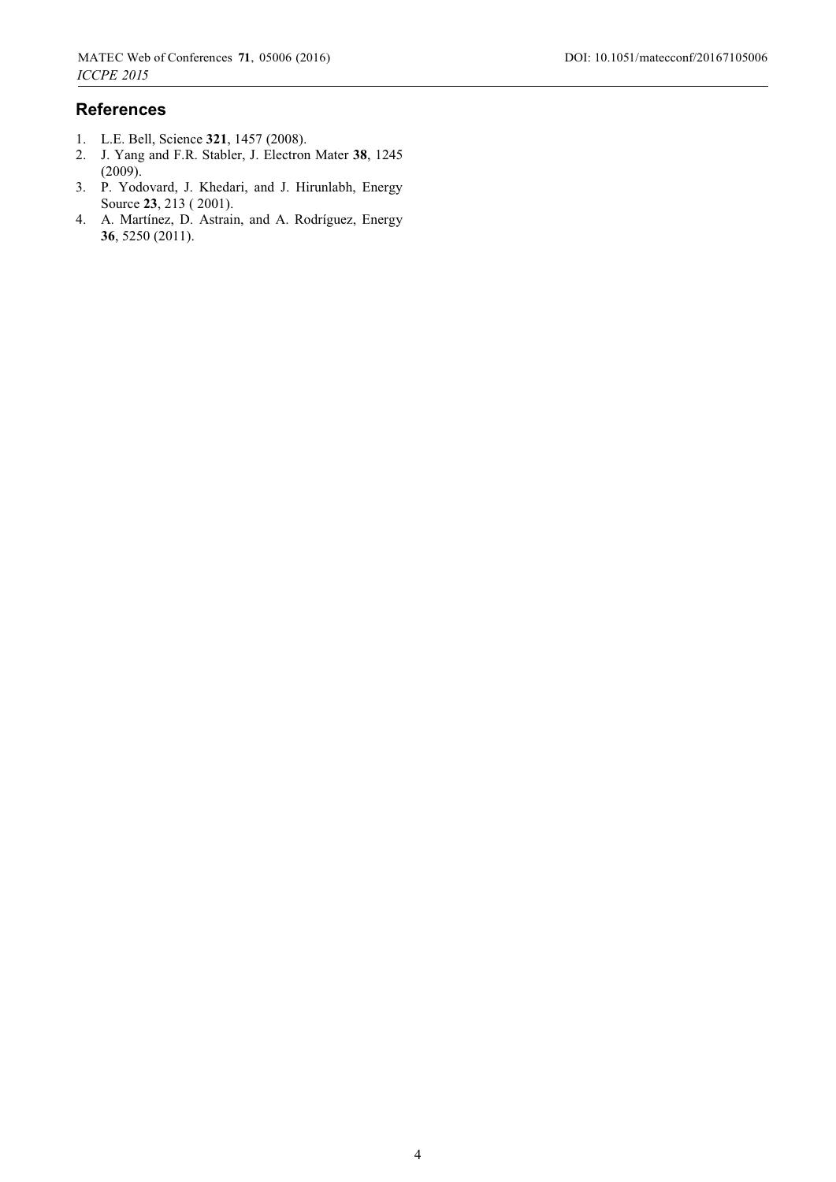## References

1. L.E. Bell, Science **321**, 1457 (2008).
2. J. Yang and F.R. Stabler, J. Electron Mater **38**, 1245 (2009).
3. P. Yodovard, J. Khedari, and J. Hirunlabh, Energy Source **23**, 213 ( 2001).
4. A. Martínez, D. Astrain, and A. Rodríguez, Energy **36**, 5250 (2011).